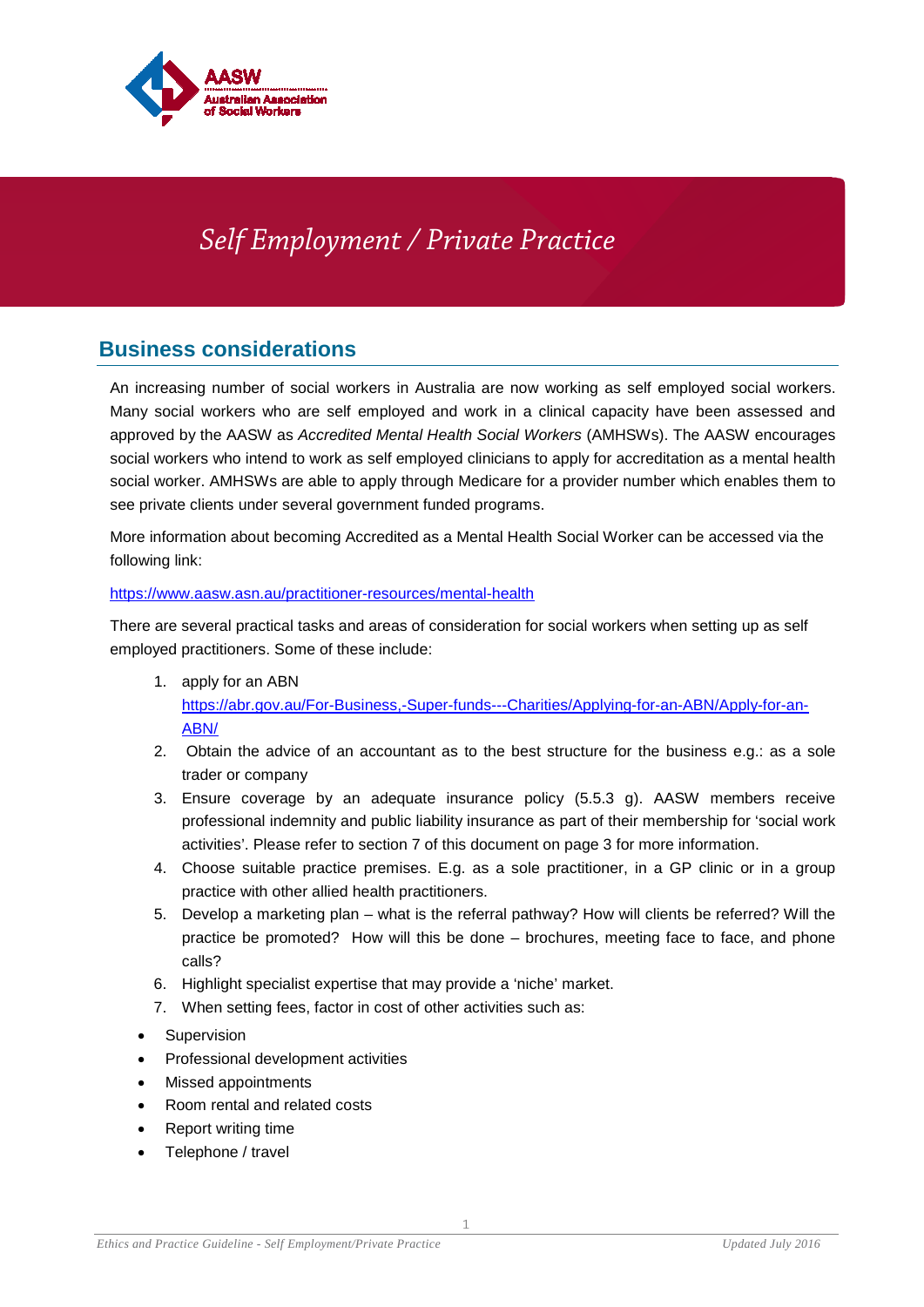# Self Employment / Private Practice

## Business considerations

An increasing number of social workers in Australia are now working as self employed social workers. Many social workers who are self employed and work in a clinical capacity have been assessed and approved by the AASW as *Accredited Mental Health Social Workers* (AMHSWs). The AASW encourages social workers who intend to work as self employed clinicians to apply for accreditation as a mental health social worker. AMHSWs are able to apply through Medicare for a provider number which enables them to see private clients under several government funded programs.

More information about becoming Accredited as a Mental Health Social Worker can be accessed via the following link:

https://www.aasw.asn.au/practitioner-resources/mental-health

There are several practical tasks and areas of consideration for social workers when setting up as self employed practitioners. Some of these include:

1. apply for an ABN https://abr.gov.au/For-Business,-Super-funds---Charities/Applying-for-an-ABN/Apply-for-an-ABN/
2. Obtain the advice of an accountant as to the best structure for the business e.g.: as a sole trader or company
3. Ensure coverage by an adequate insurance policy (5.5.3 g). AASW members receive professional indemnity and public liability insurance as part of their membership for 'social work activities'. Please refer to section 7 of this document on page 3 for more information.
4. Choose suitable practice premises. E.g. as a sole practitioner, in a GP clinic or in a group practice with other allied health practitioners.
5. Develop a marketing plan – what is the referral pathway? How will clients be referred? Will the practice be promoted? How will this be done – brochures, meeting face to face, and phone calls?
6. Highlight specialist expertise that may provide a 'niche' market.
7. When setting fees, factor in cost of other activities such as:

- Supervision
- Professional development activities
- Missed appointments
- Room rental and related costs
- Report writing time
- Telephone / travel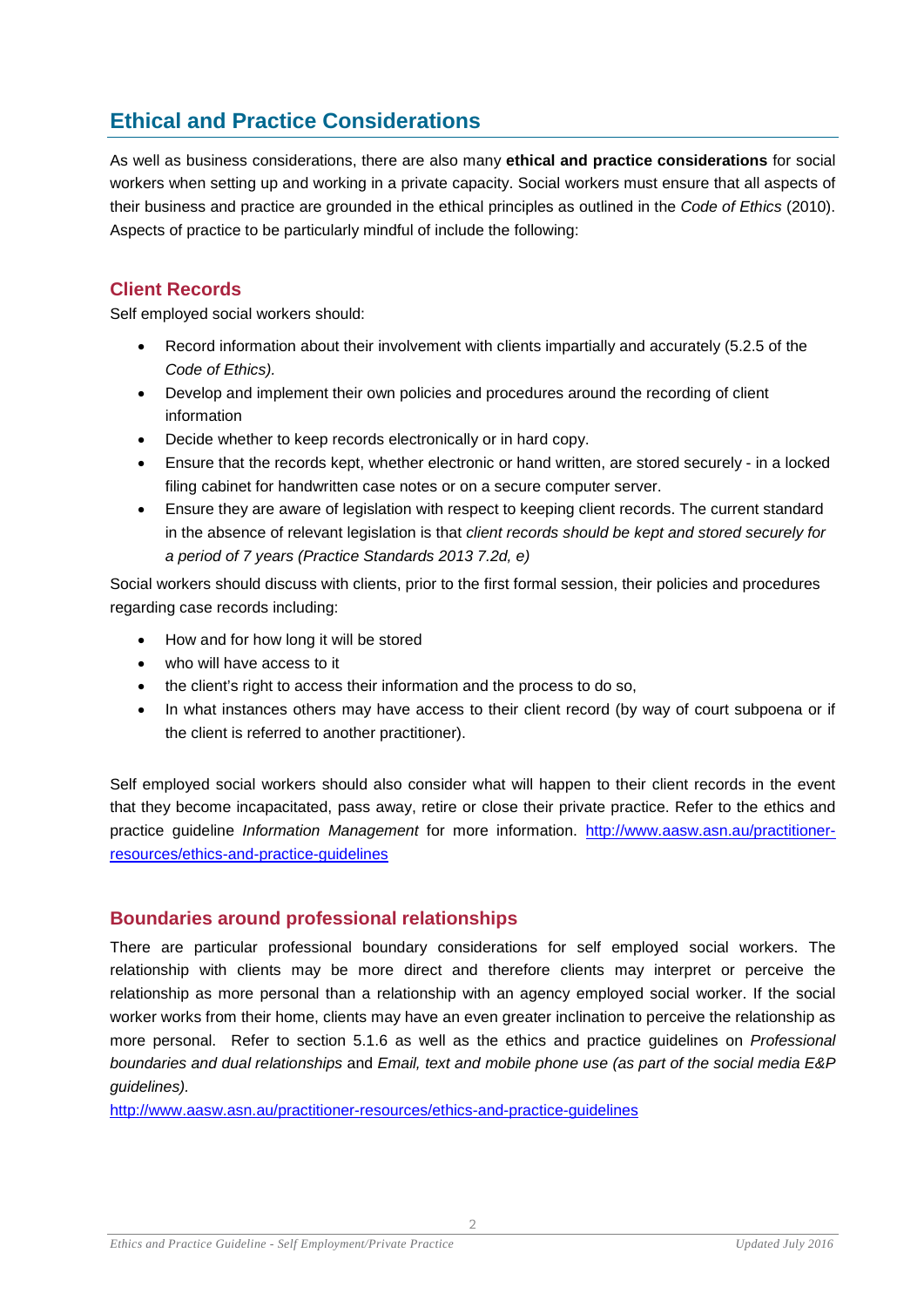## Ethical and Practice Considerations

As well as business considerations, there are also many **ethical and practice considerations** for social workers when setting up and working in a private capacity. Social workers must ensure that all aspects of their business and practice are grounded in the ethical principles as outlined in the *Code of Ethics* (2010). Aspects of practice to be particularly mindful of include the following:

### Client Records

Self employed social workers should:

- Record information about their involvement with clients impartially and accurately (5.2.5 of the *Code of Ethics).*
- Develop and implement their own policies and procedures around the recording of client information
- Decide whether to keep records electronically or in hard copy.
- Ensure that the records kept, whether electronic or hand written, are stored securely - in a locked filing cabinet for handwritten case notes or on a secure computer server.
- Ensure they are aware of legislation with respect to keeping client records. The current standard in the absence of relevant legislation is that *client records should be kept and stored securely for a period of 7 years (Practice Standards 2013 7.2d, e)*

Social workers should discuss with clients, prior to the first formal session, their policies and procedures regarding case records including:

- How and for how long it will be stored
- who will have access to it
- the client's right to access their information and the process to do so,
- In what instances others may have access to their client record (by way of court subpoena or if the client is referred to another practitioner).

Self employed social workers should also consider what will happen to their client records in the event that they become incapacitated, pass away, retire or close their private practice. Refer to the ethics and practice guideline *Information Management* for more information. http://www.aasw.asn.au/practitioner-resources/ethics-and-practice-guidelines

### Boundaries around professional relationships

There are particular professional boundary considerations for self employed social workers. The relationship with clients may be more direct and therefore clients may interpret or perceive the relationship as more personal than a relationship with an agency employed social worker. If the social worker works from their home, clients may have an even greater inclination to perceive the relationship as more personal. Refer to section 5.1.6 as well as the ethics and practice guidelines on *Professional boundaries and dual relationships* and *Email, text and mobile phone use (as part of the social media E&P guidelines).*

http://www.aasw.asn.au/practitioner-resources/ethics-and-practice-guidelines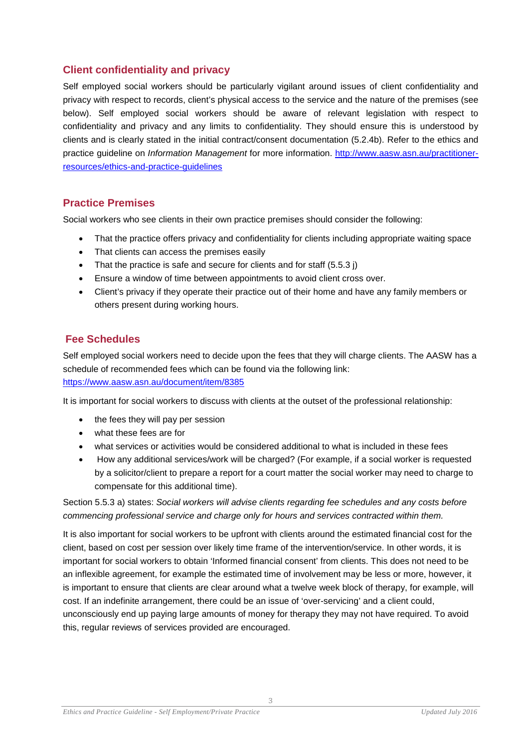## Client confidentiality and privacy

Self employed social workers should be particularly vigilant around issues of client confidentiality and privacy with respect to records, client's physical access to the service and the nature of the premises (see below). Self employed social workers should be aware of relevant legislation with respect to confidentiality and privacy and any limits to confidentiality. They should ensure this is understood by clients and is clearly stated in the initial contract/consent documentation (5.2.4b). Refer to the ethics and practice guideline on *Information Management* for more information. [http://www.aasw.asn.au/practitioner-resources/ethics-and-practice-guidelines](http://www.aasw.asn.au/practitioner-resources/ethics-and-practice-guidelines)

## Practice Premises

Social workers who see clients in their own practice premises should consider the following:

- That the practice offers privacy and confidentiality for clients including appropriate waiting space
- That clients can access the premises easily
- That the practice is safe and secure for clients and for staff (5.5.3 j)
- Ensure a window of time between appointments to avoid client cross over.
- Client's privacy if they operate their practice out of their home and have any family members or others present during working hours.

## Fee Schedules

Self employed social workers need to decide upon the fees that they will charge clients. The AASW has a schedule of recommended fees which can be found via the following link:
[https://www.aasw.asn.au/document/item/8385](https://www.aasw.asn.au/document/item/8385)

It is important for social workers to discuss with clients at the outset of the professional relationship:

- the fees they will pay per session
- what these fees are for
- what services or activities would be considered additional to what is included in these fees
- How any additional services/work will be charged? (For example, if a social worker is requested by a solicitor/client to prepare a report for a court matter the social worker may need to charge to compensate for this additional time).

Section 5.5.3 a) states: *Social workers will advise clients regarding fee schedules and any costs before commencing professional service and charge only for hours and services contracted within them.*

It is also important for social workers to be upfront with clients around the estimated financial cost for the client, based on cost per session over likely time frame of the intervention/service. In other words, it is important for social workers to obtain 'Informed financial consent' from clients. This does not need to be an inflexible agreement, for example the estimated time of involvement may be less or more, however, it is important to ensure that clients are clear around what a twelve week block of therapy, for example, will cost. If an indefinite arrangement, there could be an issue of 'over-servicing' and a client could, unconsciously end up paying large amounts of money for therapy they may not have required. To avoid this, regular reviews of services provided are encouraged.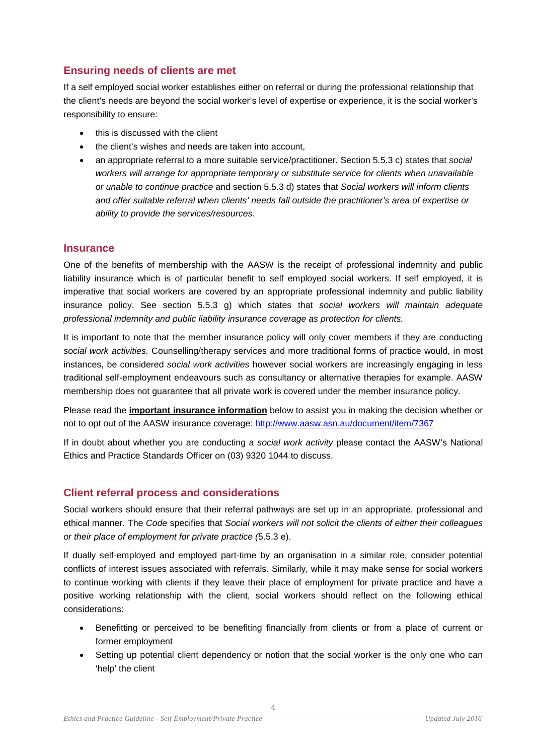## Ensuring needs of clients are met

If a self employed social worker establishes either on referral or during the professional relationship that the client's needs are beyond the social worker's level of expertise or experience, it is the social worker's responsibility to ensure:

- this is discussed with the client
- the client's wishes and needs are taken into account,
- an appropriate referral to a more suitable service/practitioner. Section 5.5.3 c) states that *social workers will arrange for appropriate temporary or substitute service for clients when unavailable or unable to continue practice* and section 5.5.3 d) states that *Social workers will inform clients and offer suitable referral when clients' needs fall outside the practitioner's area of expertise or ability to provide the services/resources.*

## Insurance

One of the benefits of membership with the AASW is the receipt of professional indemnity and public liability insurance which is of particular benefit to self employed social workers. If self employed, it is imperative that social workers are covered by an appropriate professional indemnity and public liability insurance policy. See section 5.5.3 g) which states that *social workers will maintain adequate professional indemnity and public liability insurance coverage as protection for clients.*

It is important to note that the member insurance policy will only cover members if they are conducting *social work activities.* Counselling/therapy services and more traditional forms of practice would, in most instances, be considered *social work activities* however social workers are increasingly engaging in less traditional self-employment endeavours such as consultancy or alternative therapies for example. AASW membership does not guarantee that all private work is covered under the member insurance policy.

Please read the **important insurance information** below to assist you in making the decision whether or not to opt out of the AASW insurance coverage: http://www.aasw.asn.au/document/item/7367

If in doubt about whether you are conducting a *social work activity* please contact the AASW's National Ethics and Practice Standards Officer on (03) 9320 1044 to discuss.

## Client referral process and considerations

Social workers should ensure that their referral pathways are set up in an appropriate, professional and ethical manner. The *Code* specifies that *Social workers will not solicit the clients of either their colleagues or their place of employment for private practice (*5.5.3 e).

If dually self-employed and employed part-time by an organisation in a similar role, consider potential conflicts of interest issues associated with referrals. Similarly, while it may make sense for social workers to continue working with clients if they leave their place of employment for private practice and have a positive working relationship with the client, social workers should reflect on the following ethical considerations:

- Benefitting or perceived to be benefiting financially from clients or from a place of current or former employment
- Setting up potential client dependency or notion that the social worker is the only one who can 'help' the client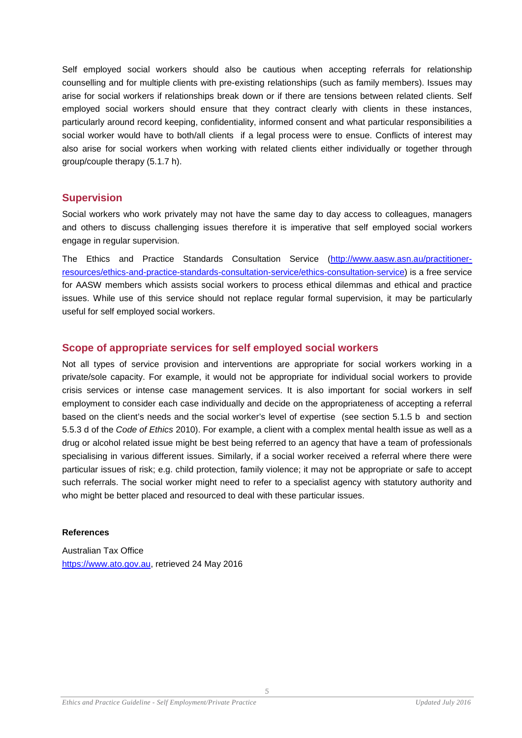Self employed social workers should also be cautious when accepting referrals for relationship counselling and for multiple clients with pre-existing relationships (such as family members). Issues may arise for social workers if relationships break down or if there are tensions between related clients. Self employed social workers should ensure that they contract clearly with clients in these instances, particularly around record keeping, confidentiality, informed consent and what particular responsibilities a social worker would have to both/all clients if a legal process were to ensue. Conflicts of interest may also arise for social workers when working with related clients either individually or together through group/couple therapy (5.1.7 h).

## Supervision

Social workers who work privately may not have the same day to day access to colleagues, managers and others to discuss challenging issues therefore it is imperative that self employed social workers engage in regular supervision.

The Ethics and Practice Standards Consultation Service ([http://www.aasw.asn.au/practitioner-resources/ethics-and-practice-standards-consultation-service/ethics-consultation-service](http://www.aasw.asn.au/practitioner-resources/ethics-and-practice-standards-consultation-service/ethics-consultation-service)) is a free service for AASW members which assists social workers to process ethical dilemmas and ethical and practice issues. While use of this service should not replace regular formal supervision, it may be particularly useful for self employed social workers.

## Scope of appropriate services for self employed social workers

Not all types of service provision and interventions are appropriate for social workers working in a private/sole capacity. For example, it would not be appropriate for individual social workers to provide crisis services or intense case management services. It is also important for social workers in self employment to consider each case individually and decide on the appropriateness of accepting a referral based on the client's needs and the social worker's level of expertise (see section 5.1.5 b and section 5.5.3 d of the *Code of Ethics* 2010). For example, a client with a complex mental health issue as well as a drug or alcohol related issue might be best being referred to an agency that have a team of professionals specialising in various different issues. Similarly, if a social worker received a referral where there were particular issues of risk; e.g. child protection, family violence; it may not be appropriate or safe to accept such referrals. The social worker might need to refer to a specialist agency with statutory authority and who might be better placed and resourced to deal with these particular issues.

**References**

Australian Tax Office
[https://www.ato.gov.au](https://www.ato.gov.au), retrieved 24 May 2016